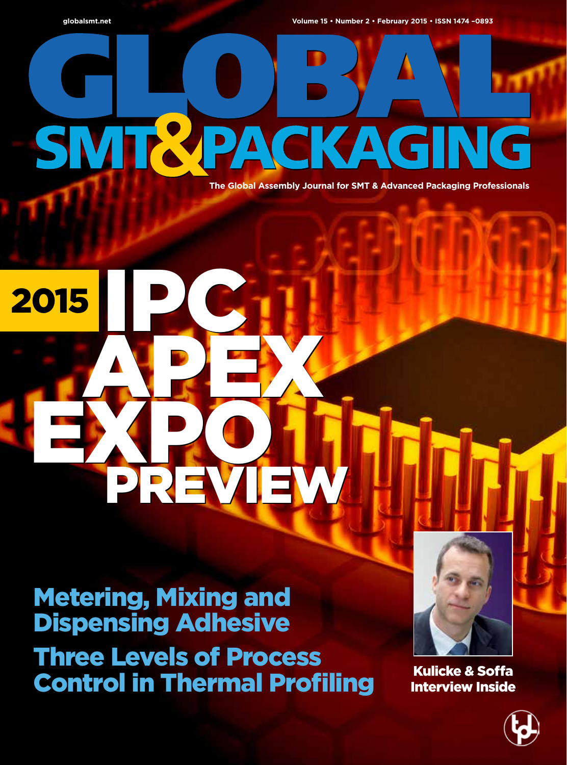globalsmt.net

Volume 15 • Number 2 • February 2015 • ISSN 1474 –0893

# GLOBAL SMT & PACKAGING

The Global Assembly Journal for SMT & Advanced Packaging Professionals

# 2015 IPC APEX EXPO PREVIEW

## Metering, Mixing and Dispensing Adhesive

## Three Levels of Process Control in Thermal Profiling

**Kulicke & Soffa Interview Inside**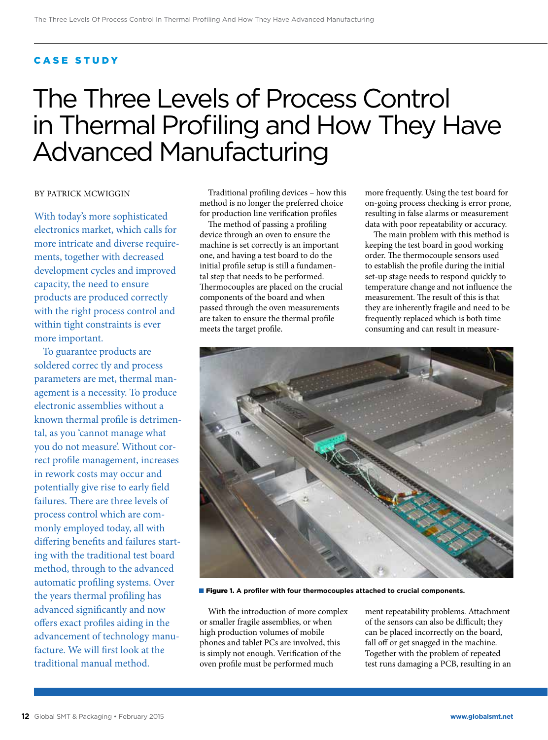CASE STUDY

# The Three Levels of Process Control in Thermal Profiling and How They Have Advanced Manufacturing

BY PATRICK MCWIGGIN

With today's more sophisticated electronics market, which calls for more intricate and diverse requirements, together with decreased development cycles and improved capacity, the need to ensure products are produced correctly with the right process control and within tight constraints is ever more important.

To guarantee products are soldered correc tly and process parameters are met, thermal management is a necessity. To produce electronic assemblies without a known thermal profile is detrimental, as you 'cannot manage what you do not measure'. Without correct profile management, increases in rework costs may occur and potentially give rise to early field failures. There are three levels of process control which are commonly employed today, all with differing benefits and failures starting with the traditional test board method, through to the advanced automatic profiling systems. Over the years thermal profiling has advanced significantly and now offers exact profiles aiding in the advancement of technology manufacture. We will first look at the traditional manual method.

Traditional profiling devices – how this method is no longer the preferred choice for production line verification profiles

The method of passing a profiling device through an oven to ensure the machine is set correctly is an important one, and having a test board to do the initial profile setup is still a fundamental step that needs to be performed. Thermocouples are placed on the crucial components of the board and when passed through the oven measurements are taken to ensure the thermal profile meets the target profile.

With the introduction of more complex or smaller fragile assemblies, or when high production volumes of mobile phones and tablet PCs are involved, this is simply not enough. Verification of the oven profile must be performed much more frequently. Using the test board for on-going process checking is error prone, resulting in false alarms or measurement data with poor repeatability or accuracy.

The main problem with this method is keeping the test board in good working order. The thermocouple sensors used to establish the profile during the initial set-up stage needs to respond quickly to temperature change and not influence the measurement. The result of this is that they are inherently fragile and need to be frequently replaced which is both time consuming and can result in measurement repeatability problems. Attachment of the sensors can also be difficult; they can be placed incorrectly on the board, fall off or get snagged in the machine. Together with the problem of repeated test runs damaging a PCB, resulting in an

**Figure 1.** A profiler with four thermocouples attached to crucial components.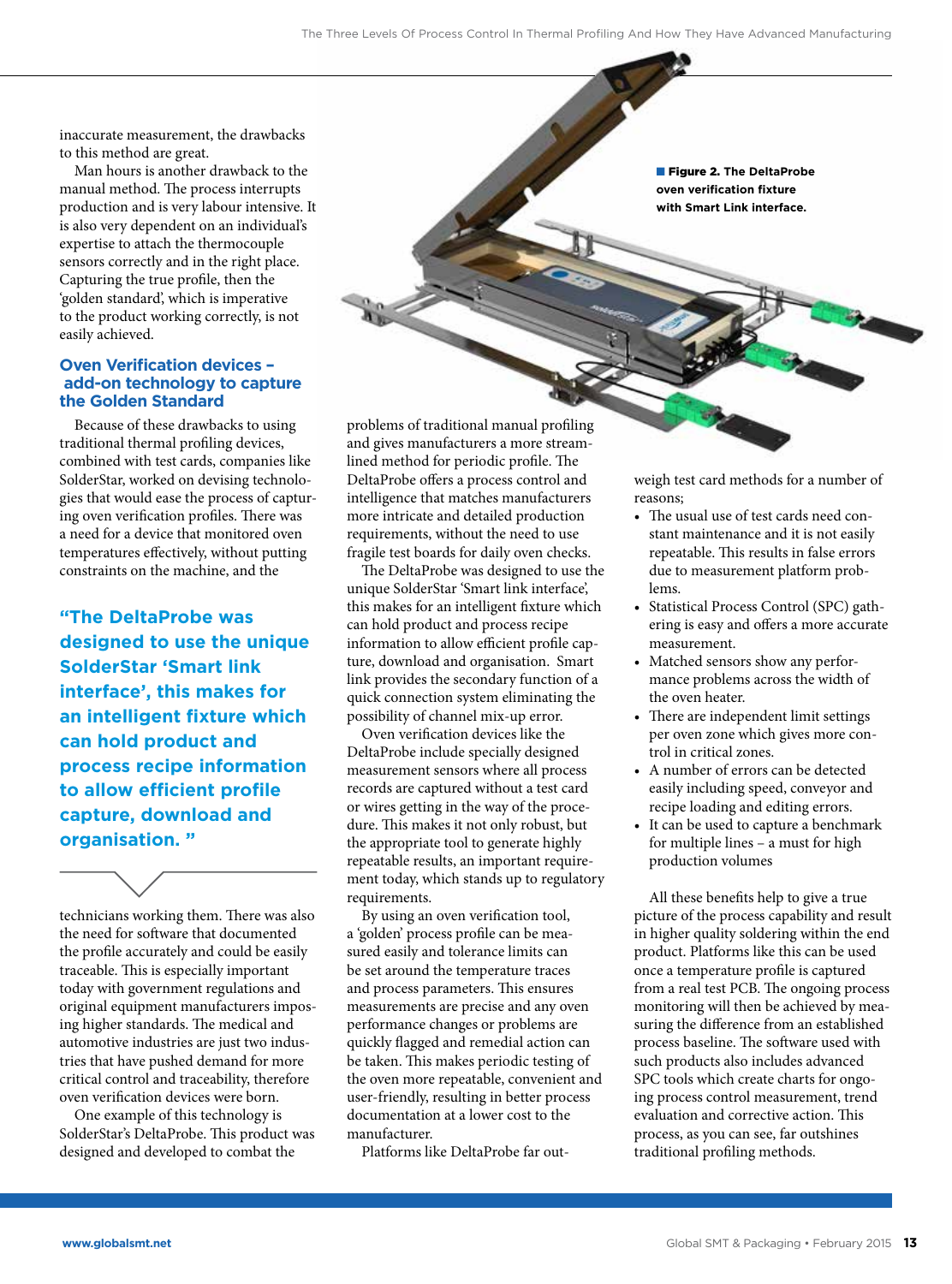inaccurate measurement, the drawbacks to this method are great.

Man hours is another drawback to the manual method. The process interrupts production and is very labour intensive. It is also very dependent on an individual's expertise to attach the thermocouple sensors correctly and in the right place. Capturing the true profile, then the 'golden standard', which is imperative to the product working correctly, is not easily achieved.

## Oven Verification devices – add-on technology to capture the Golden Standard

Because of these drawbacks to using traditional thermal profiling devices, combined with test cards, companies like SolderStar, worked on devising technologies that would ease the process of capturing oven verification profiles. There was a need for a device that monitored oven temperatures effectively, without putting constraints on the machine, and the technicians working them. There was also the need for software that documented the profile accurately and could be easily traceable. This is especially important today with government regulations and original equipment manufacturers imposing higher standards. The medical and automotive industries are just two industries that have pushed demand for more critical control and traceability, therefore oven verification devices were born.

> **"The DeltaProbe was designed to use the unique SolderStar 'Smart link interface', this makes for an intelligent fixture which can hold product and process recipe information to allow efficient profile capture, download and organisation. "**

One example of this technology is SolderStar's DeltaProbe. This product was designed and developed to combat the problems of traditional manual profiling and gives manufacturers a more streamlined method for periodic profile. The DeltaProbe offers a process control and intelligence that matches manufacturers more intricate and detailed production requirements, without the need to use fragile test boards for daily oven checks.

The DeltaProbe was designed to use the unique SolderStar 'Smart link interface', this makes for an intelligent fixture which can hold product and process recipe information to allow efficient profile capture, download and organisation. Smart link provides the secondary function of a quick connection system eliminating the possibility of channel mix-up error.

Oven verification devices like the DeltaProbe include specially designed measurement sensors where all process records are captured without a test card or wires getting in the way of the procedure. This makes it not only robust, but the appropriate tool to generate highly repeatable results, an important requirement today, which stands up to regulatory requirements.

By using an oven verification tool, a 'golden' process profile can be measured easily and tolerance limits can be set around the temperature traces and process parameters. This ensures measurements are precise and any oven performance changes or problems are quickly flagged and remedial action can be taken. This makes periodic testing of the oven more repeatable, convenient and user-friendly, resulting in better process documentation at a lower cost to the manufacturer.

**Figure 2. The DeltaProbe oven verification fixture with Smart Link interface.**

Platforms like DeltaProbe far outweigh test card methods for a number of reasons;

- The usual use of test cards need constant maintenance and it is not easily repeatable. This results in false errors due to measurement platform problems.
- Statistical Process Control (SPC) gathering is easy and offers a more accurate measurement.
- Matched sensors show any performance problems across the width of the oven heater.
- There are independent limit settings per oven zone which gives more control in critical zones.
- A number of errors can be detected easily including speed, conveyor and recipe loading and editing errors.
- It can be used to capture a benchmark for multiple lines – a must for high production volumes

All these benefits help to give a true picture of the process capability and result in higher quality soldering within the end product. Platforms like this can be used once a temperature profile is captured from a real test PCB. The ongoing process monitoring will then be achieved by measuring the difference from an established process baseline. The software used with such products also includes advanced SPC tools which create charts for ongoing process control measurement, trend evaluation and corrective action. This process, as you can see, far outshines traditional profiling methods.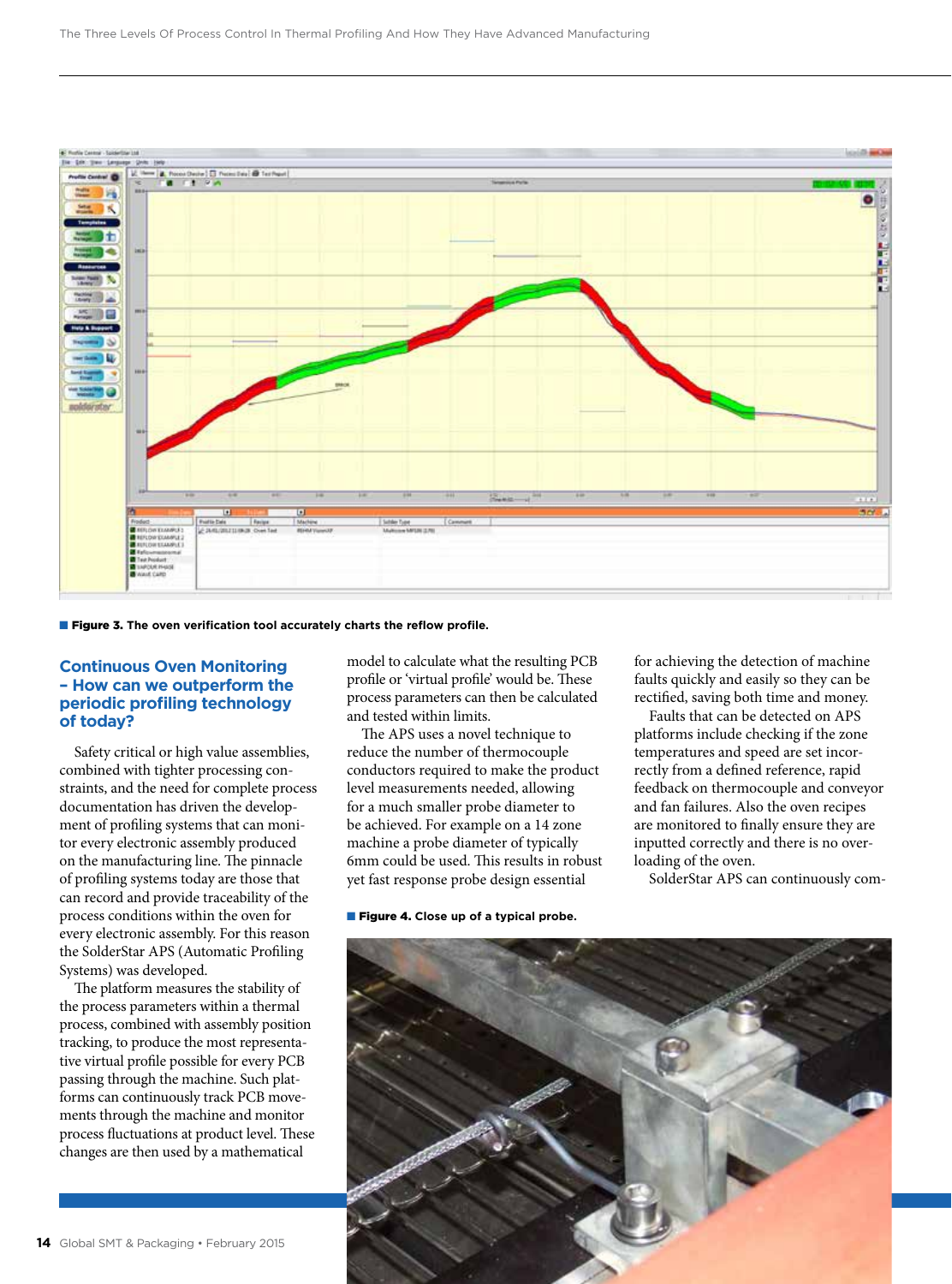**Figure 3. The oven verification tool accurately charts the reflow profile.**

## Continuous Oven Monitoring – How can we outperform the periodic profiling technology of today?

Safety critical or high value assemblies, combined with tighter processing constraints, and the need for complete process documentation has driven the development of profiling systems that can monitor every electronic assembly produced on the manufacturing line. The pinnacle of profiling systems today are those that can record and provide traceability of the process conditions within the oven for every electronic assembly. For this reason the SolderStar APS (Automatic Profiling Systems) was developed.

The platform measures the stability of the process parameters within a thermal process, combined with assembly position tracking, to produce the most representative virtual profile possible for every PCB passing through the machine. Such platforms can continuously track PCB movements through the machine and monitor process fluctuations at product level. These changes are then used by a mathematical model to calculate what the resulting PCB profile or 'virtual profile' would be. These process parameters can then be calculated and tested within limits.

The APS uses a novel technique to reduce the number of thermocouple conductors required to make the product level measurements needed, allowing for a much smaller probe diameter to be achieved. For example on a 14 zone machine a probe diameter of typically 6mm could be used. This results in robust yet fast response probe design essential for achieving the detection of machine faults quickly and easily so they can be rectified, saving both time and money.

Faults that can be detected on APS platforms include checking if the zone temperatures and speed are set incorrectly from a defined reference, rapid feedback on thermocouple and conveyor and fan failures. Also the oven recipes are monitored to finally ensure they are inputted correctly and there is no overloading of the oven.

SolderStar APS can continuously com-

**Figure 4. Close up of a typical probe.**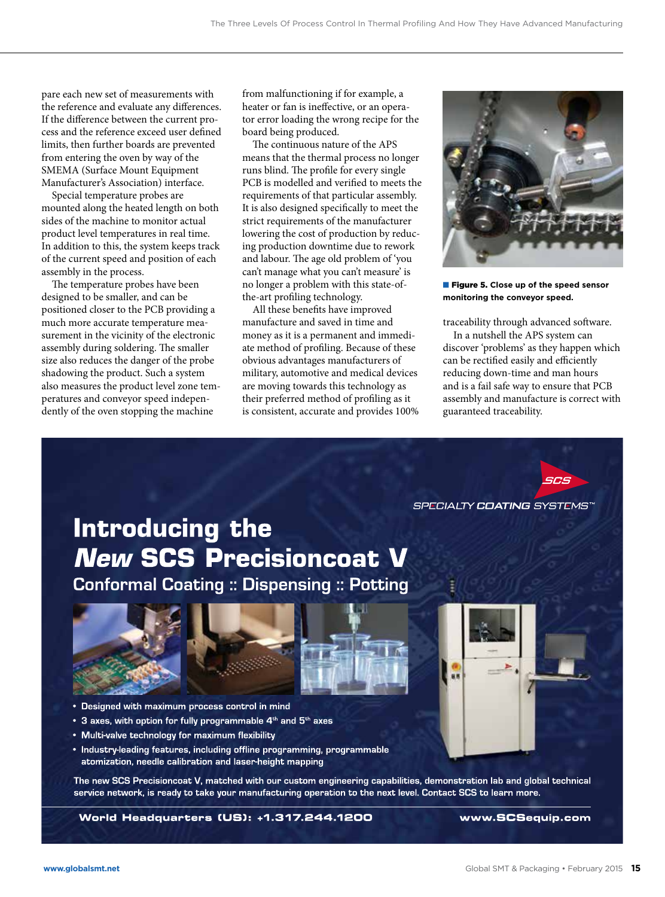pare each new set of measurements with the reference and evaluate any differences. If the difference between the current process and the reference exceed user defined limits, then further boards are prevented from entering the oven by way of the SMEMA (Surface Mount Equipment Manufacturer's Association) interface.

Special temperature probes are mounted along the heated length on both sides of the machine to monitor actual product level temperatures in real time. In addition to this, the system keeps track of the current speed and position of each assembly in the process.

The temperature probes have been designed to be smaller, and can be positioned closer to the PCB providing a much more accurate temperature measurement in the vicinity of the electronic assembly during soldering. The smaller size also reduces the danger of the probe shadowing the product. Such a system also measures the product level zone temperatures and conveyor speed independently of the oven stopping the machine from malfunctioning if for example, a heater or fan is ineffective, or an operator error loading the wrong recipe for the board being produced.

The continuous nature of the APS means that the thermal process no longer runs blind. The profile for every single PCB is modelled and verified to meets the requirements of that particular assembly. It is also designed specifically to meet the strict requirements of the manufacturer lowering the cost of production by reducing production downtime due to rework and labour. The age old problem of 'you can't manage what you can't measure' is no longer a problem with this state-of-the-art profiling technology.

All these benefits have improved manufacture and saved in time and money as it is a permanent and immediate method of profiling. Because of these obvious advantages manufacturers of military, automotive and medical devices are moving towards this technology as their preferred method of profiling as it is consistent, accurate and provides 100% traceability through advanced software.

In a nutshell the APS system can discover 'problems' as they happen which can be rectified easily and efficiently reducing down-time and man hours and is a fail safe way to ensure that PCB assembly and manufacture is correct with guaranteed traceability.

**Figure 5. Close up of the speed sensor monitoring the conveyor speed.**

SCS
SPECIALTY COATING SYSTEMS™

# Introducing the *New* SCS Precisioncoat V

## Conformal Coating :: Dispensing :: Potting

- Designed with maximum process control in mind
- 3 axes, with option for fully programmable 4th and 5th axes
- Multi-valve technology for maximum flexibility
- Industry-leading features, including offline programming, programmable atomization, needle calibration and laser-height mapping

The new SCS Precisioncoat V, matched with our custom engineering capabilities, demonstration lab and global technical service network, is ready to take your manufacturing operation to the next level. Contact SCS to learn more.

**World Headquarters (US): +1.317.244.1200** **www.SCSequip.com**